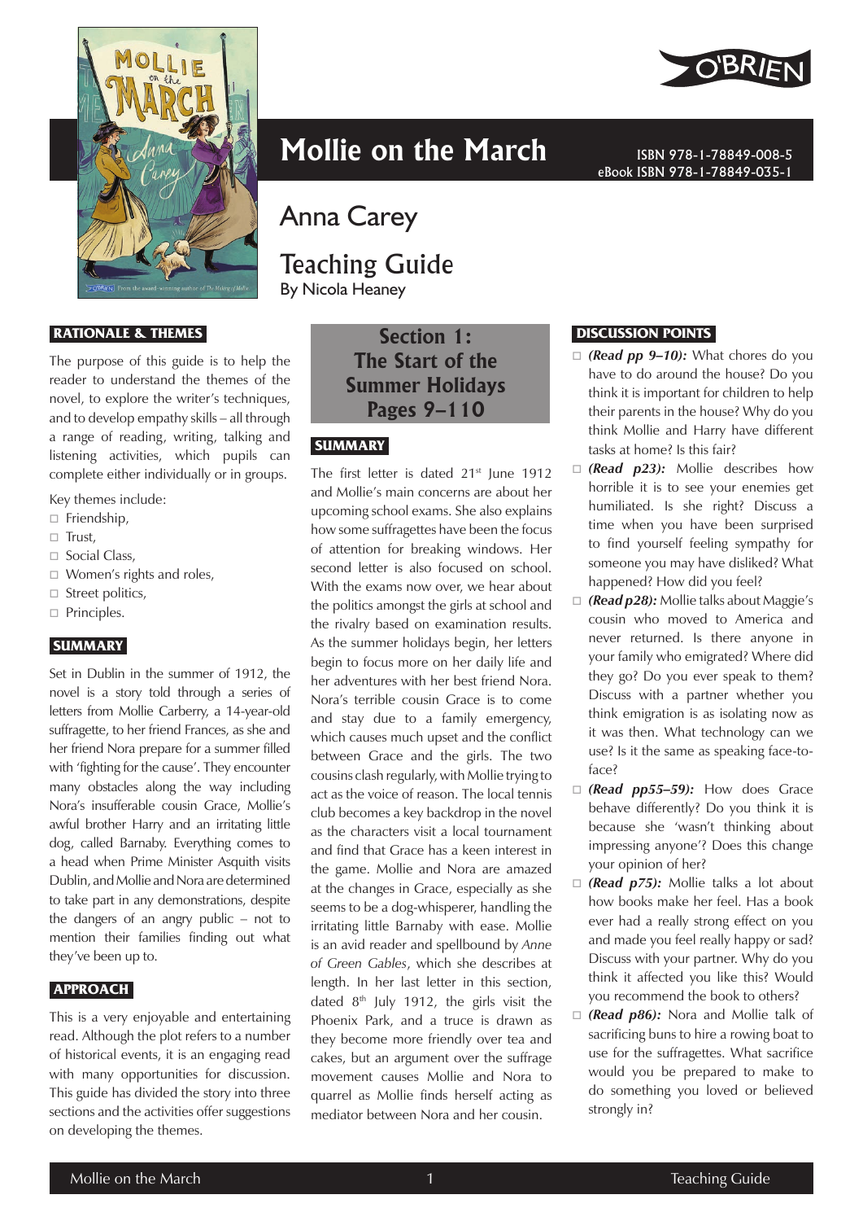# Mollie on the March

ISBN 978-1-78849-008-5
eBook ISBN 978-1-78849-035-1

## Anna Carey

## Teaching Guide

By Nicola Heaney

### RATIONALE & THEMES

The purpose of this guide is to help the reader to understand the themes of the novel, to explore the writer's techniques, and to develop empathy skills – all through a range of reading, writing, talking and listening activities, which pupils can complete either individually or in groups.

Key themes include:

- Friendship,
- Trust,
- Social Class,
- Women's rights and roles,
- Street politics,
- Principles.

### SUMMARY

Set in Dublin in the summer of 1912, the novel is a story told through a series of letters from Mollie Carberry, a 14-year-old suffragette, to her friend Frances, as she and her friend Nora prepare for a summer filled with 'fighting for the cause'. They encounter many obstacles along the way including Nora's insufferable cousin Grace, Mollie's awful brother Harry and an irritating little dog, called Barnaby. Everything comes to a head when Prime Minister Asquith visits Dublin, and Mollie and Nora are determined to take part in any demonstrations, despite the dangers of an angry public – not to mention their families finding out what they've been up to.

### APPROACH

This is a very enjoyable and entertaining read. Although the plot refers to a number of historical events, it is an engaging read with many opportunities for discussion. This guide has divided the story into three sections and the activities offer suggestions on developing the themes.

## Section 1: The Start of the Summer Holidays Pages 9–110

### SUMMARY

The first letter is dated 21st June 1912 and Mollie's main concerns are about her upcoming school exams. She also explains how some suffragettes have been the focus of attention for breaking windows. Her second letter is also focused on school. With the exams now over, we hear about the politics amongst the girls at school and the rivalry based on examination results. As the summer holidays begin, her letters begin to focus more on her daily life and her adventures with her best friend Nora. Nora's terrible cousin Grace is to come and stay due to a family emergency, which causes much upset and the conflict between Grace and the girls. The two cousins clash regularly, with Mollie trying to act as the voice of reason. The local tennis club becomes a key backdrop in the novel as the characters visit a local tournament and find that Grace has a keen interest in the game. Mollie and Nora are amazed at the changes in Grace, especially as she seems to be a dog-whisperer, handling the irritating little Barnaby with ease. Mollie is an avid reader and spellbound by *Anne of Green Gables*, which she describes at length. In her last letter in this section, dated 8th July 1912, the girls visit the Phoenix Park, and a truce is drawn as they become more friendly over tea and cakes, but an argument over the suffrage movement causes Mollie and Nora to quarrel as Mollie finds herself acting as mediator between Nora and her cousin.

### DISCUSSION POINTS

- ***(Read pp 9–10):*** What chores do you have to do around the house? Do you think it is important for children to help their parents in the house? Why do you think Mollie and Harry have different tasks at home? Is this fair?
- ***(Read p23):*** Mollie describes how horrible it is to see your enemies get humiliated. Is she right? Discuss a time when you have been surprised to find yourself feeling sympathy for someone you may have disliked? What happened? How did you feel?
- ***(Read p28):*** Mollie talks about Maggie's cousin who moved to America and never returned. Is there anyone in your family who emigrated? Where did they go? Do you ever speak to them? Discuss with a partner whether you think emigration is as isolating now as it was then. What technology can we use? Is it the same as speaking face-to-face?
- ***(Read pp55–59):*** How does Grace behave differently? Do you think it is because she 'wasn't thinking about impressing anyone'? Does this change your opinion of her?
- ***(Read p75):*** Mollie talks a lot about how books make her feel. Has a book ever had a really strong effect on you and made you feel really happy or sad? Discuss with your partner. Why do you think it affected you like this? Would you recommend the book to others?
- ***(Read p86):*** Nora and Mollie talk of sacrificing buns to hire a rowing boat to use for the suffragettes. What sacrifice would you be prepared to make to do something you loved or believed strongly in?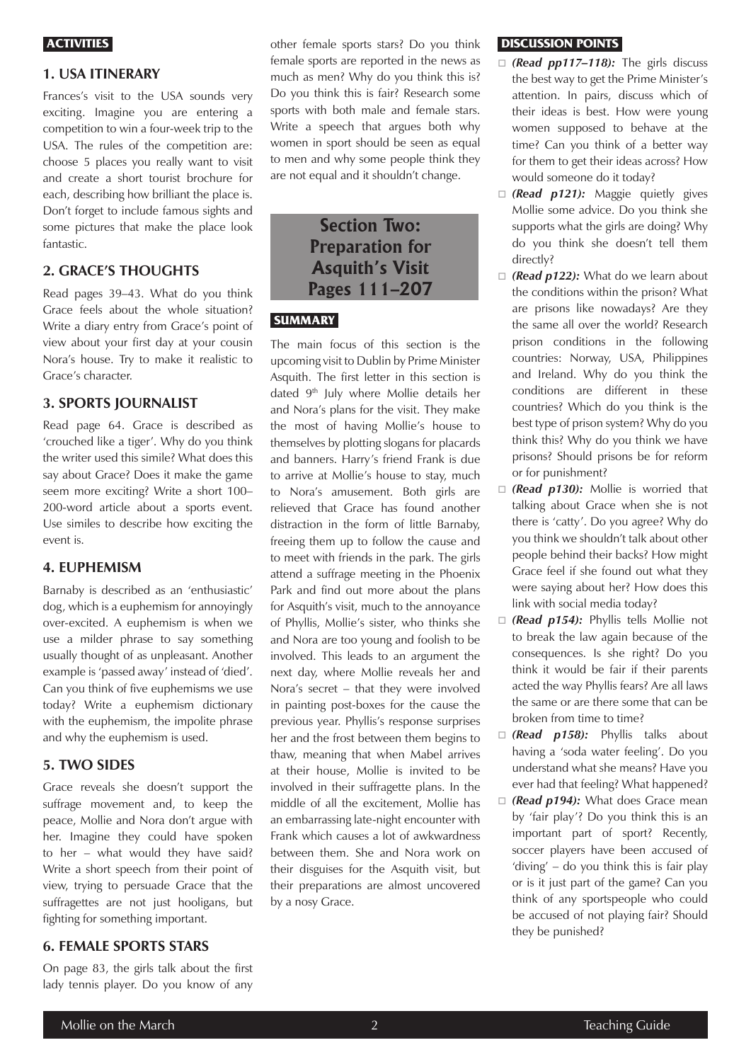## ACTIVITIES

### 1. USA ITINERARY

Frances's visit to the USA sounds very exciting. Imagine you are entering a competition to win a four-week trip to the USA. The rules of the competition are: choose 5 places you really want to visit and create a short tourist brochure for each, describing how brilliant the place is. Don't forget to include famous sights and some pictures that make the place look fantastic.

### 2. GRACE'S THOUGHTS

Read pages 39–43. What do you think Grace feels about the whole situation? Write a diary entry from Grace's point of view about your first day at your cousin Nora's house. Try to make it realistic to Grace's character.

### 3. SPORTS JOURNALIST

Read page 64. Grace is described as 'crouched like a tiger'. Why do you think the writer used this simile? What does this say about Grace? Does it make the game seem more exciting? Write a short 100–200-word article about a sports event. Use similes to describe how exciting the event is.

### 4. EUPHEMISM

Barnaby is described as an 'enthusiastic' dog, which is a euphemism for annoyingly over-excited. A euphemism is when we use a milder phrase to say something usually thought of as unpleasant. Another example is 'passed away' instead of 'died'. Can you think of five euphemisms we use today? Write a euphemism dictionary with the euphemism, the impolite phrase and why the euphemism is used.

### 5. TWO SIDES

Grace reveals she doesn't support the suffrage movement and, to keep the peace, Mollie and Nora don't argue with her. Imagine they could have spoken to her – what would they have said? Write a short speech from their point of view, trying to persuade Grace that the suffragettes are not just hooligans, but fighting for something important.

### 6. FEMALE SPORTS STARS

On page 83, the girls talk about the first lady tennis player. Do you know of any other female sports stars? Do you think female sports are reported in the news as much as men? Why do you think this is? Do you think this is fair? Research some sports with both male and female stars. Write a speech that argues both why women in sport should be seen as equal to men and why some people think they are not equal and it shouldn't change.

# Section Two: Preparation for Asquith's Visit Pages 111–207

## SUMMARY

The main focus of this section is the upcoming visit to Dublin by Prime Minister Asquith. The first letter in this section is dated 9th July where Mollie details her and Nora's plans for the visit. They make the most of having Mollie's house to themselves by plotting slogans for placards and banners. Harry's friend Frank is due to arrive at Mollie's house to stay, much to Nora's amusement. Both girls are relieved that Grace has found another distraction in the form of little Barnaby, freeing them up to follow the cause and to meet with friends in the park. The girls attend a suffrage meeting in the Phoenix Park and find out more about the plans for Asquith's visit, much to the annoyance of Phyllis, Mollie's sister, who thinks she and Nora are too young and foolish to be involved. This leads to an argument the next day, where Mollie reveals her and Nora's secret – that they were involved in painting post-boxes for the cause the previous year. Phyllis's response surprises her and the frost between them begins to thaw, meaning that when Mabel arrives at their house, Mollie is invited to be involved in their suffragette plans. In the middle of all the excitement, Mollie has an embarrassing late-night encounter with Frank which causes a lot of awkwardness between them. She and Nora work on their disguises for the Asquith visit, but their preparations are almost uncovered by a nosy Grace.

## DISCUSSION POINTS

- ***(Read pp117–118):*** The girls discuss the best way to get the Prime Minister's attention. In pairs, discuss which of their ideas is best. How were young women supposed to behave at the time? Can you think of a better way for them to get their ideas across? How would someone do it today?
- ***(Read p121):*** Maggie quietly gives Mollie some advice. Do you think she supports what the girls are doing? Why do you think she doesn't tell them directly?
- ***(Read p122):*** What do we learn about the conditions within the prison? What are prisons like nowadays? Are they the same all over the world? Research prison conditions in the following countries: Norway, USA, Philippines and Ireland. Why do you think the conditions are different in these countries? Which do you think is the best type of prison system? Why do you think this? Why do you think we have prisons? Should prisons be for reform or for punishment?
- ***(Read p130):*** Mollie is worried that talking about Grace when she is not there is 'catty'. Do you agree? Why do you think we shouldn't talk about other people behind their backs? How might Grace feel if she found out what they were saying about her? How does this link with social media today?
- ***(Read p154):*** Phyllis tells Mollie not to break the law again because of the consequences. Is she right? Do you think it would be fair if their parents acted the way Phyllis fears? Are all laws the same or are there some that can be broken from time to time?
- ***(Read p158):*** Phyllis talks about having a 'soda water feeling'. Do you understand what she means? Have you ever had that feeling? What happened?
- ***(Read p194):*** What does Grace mean by 'fair play'? Do you think this is an important part of sport? Recently, soccer players have been accused of 'diving' – do you think this is fair play or is it just part of the game? Can you think of any sportspeople who could be accused of not playing fair? Should they be punished?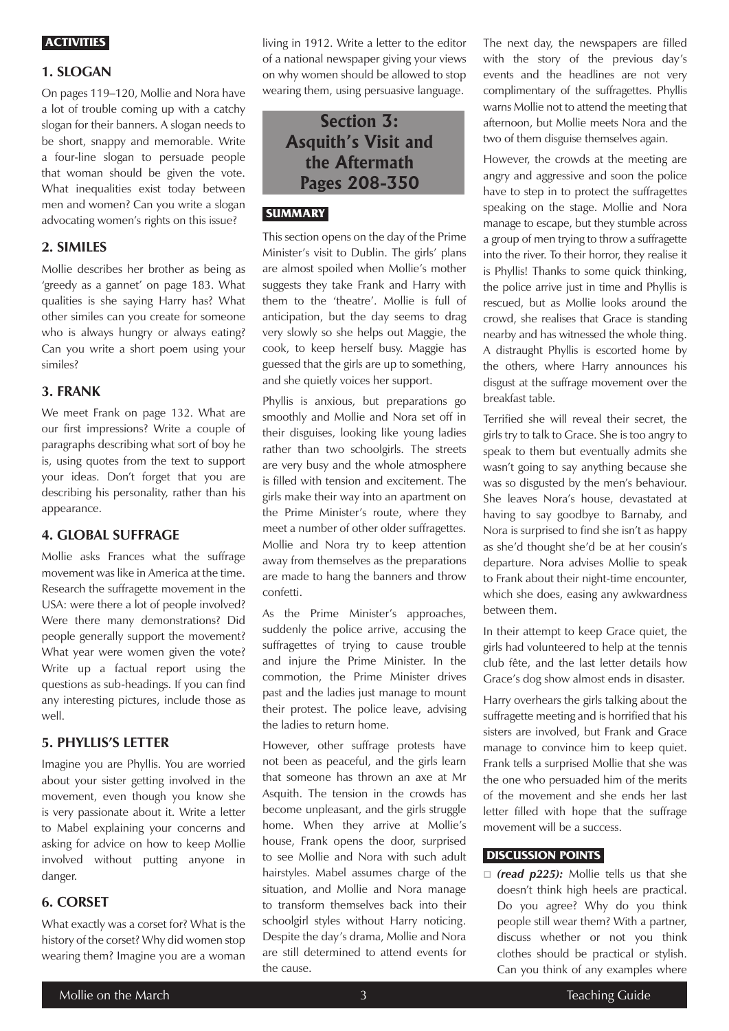**ACTIVITIES**

### 1. SLOGAN

On pages 119–120, Mollie and Nora have a lot of trouble coming up with a catchy slogan for their banners. A slogan needs to be short, snappy and memorable. Write a four-line slogan to persuade people that woman should be given the vote. What inequalities exist today between men and women? Can you write a slogan advocating women's rights on this issue?

### 2. SIMILES

Mollie describes her brother as being as 'greedy as a gannet' on page 183. What qualities is she saying Harry has? What other similes can you create for someone who is always hungry or always eating? Can you write a short poem using your similes?

### 3. FRANK

We meet Frank on page 132. What are our first impressions? Write a couple of paragraphs describing what sort of boy he is, using quotes from the text to support your ideas. Don't forget that you are describing his personality, rather than his appearance.

### 4. GLOBAL SUFFRAGE

Mollie asks Frances what the suffrage movement was like in America at the time. Research the suffragette movement in the USA: were there a lot of people involved? Were there many demonstrations? Did people generally support the movement? What year were women given the vote? Write up a factual report using the questions as sub-headings. If you can find any interesting pictures, include those as well.

### 5. PHYLLIS'S LETTER

Imagine you are Phyllis. You are worried about your sister getting involved in the movement, even though you know she is very passionate about it. Write a letter to Mabel explaining your concerns and asking for advice on how to keep Mollie involved without putting anyone in danger.

### 6. CORSET

What exactly was a corset for? What is the history of the corset? Why did women stop wearing them? Imagine you are a woman living in 1912. Write a letter to the editor of a national newspaper giving your views on why women should be allowed to stop wearing them, using persuasive language.

## Section 3: Asquith's Visit and the Aftermath Pages 208-350

**SUMMARY**

This section opens on the day of the Prime Minister's visit to Dublin. The girls' plans are almost spoiled when Mollie's mother suggests they take Frank and Harry with them to the 'theatre'. Mollie is full of anticipation, but the day seems to drag very slowly so she helps out Maggie, the cook, to keep herself busy. Maggie has guessed that the girls are up to something, and she quietly voices her support.

Phyllis is anxious, but preparations go smoothly and Mollie and Nora set off in their disguises, looking like young ladies rather than two schoolgirls. The streets are very busy and the whole atmosphere is filled with tension and excitement. The girls make their way into an apartment on the Prime Minister's route, where they meet a number of other older suffragettes. Mollie and Nora try to keep attention away from themselves as the preparations are made to hang the banners and throw confetti.

As the Prime Minister's approaches, suddenly the police arrive, accusing the suffragettes of trying to cause trouble and injure the Prime Minister. In the commotion, the Prime Minister drives past and the ladies just manage to mount their protest. The police leave, advising the ladies to return home.

However, other suffrage protests have not been as peaceful, and the girls learn that someone has thrown an axe at Mr Asquith. The tension in the crowds has become unpleasant, and the girls struggle home. When they arrive at Mollie's house, Frank opens the door, surprised to see Mollie and Nora with such adult hairstyles. Mabel assumes charge of the situation, and Mollie and Nora manage to transform themselves back into their schoolgirl styles without Harry noticing. Despite the day's drama, Mollie and Nora are still determined to attend events for the cause.

The next day, the newspapers are filled with the story of the previous day's events and the headlines are not very complimentary of the suffragettes. Phyllis warns Mollie not to attend the meeting that afternoon, but Mollie meets Nora and the two of them disguise themselves again.

However, the crowds at the meeting are angry and aggressive and soon the police have to step in to protect the suffragettes speaking on the stage. Mollie and Nora manage to escape, but they stumble across a group of men trying to throw a suffragette into the river. To their horror, they realise it is Phyllis! Thanks to some quick thinking, the police arrive just in time and Phyllis is rescued, but as Mollie looks around the crowd, she realises that Grace is standing nearby and has witnessed the whole thing. A distraught Phyllis is escorted home by the others, where Harry announces his disgust at the suffrage movement over the breakfast table.

Terrified she will reveal their secret, the girls try to talk to Grace. She is too angry to speak to them but eventually admits she wasn't going to say anything because she was so disgusted by the men's behaviour. She leaves Nora's house, devastated at having to say goodbye to Barnaby, and Nora is surprised to find she isn't as happy as she'd thought she'd be at her cousin's departure. Nora advises Mollie to speak to Frank about their night-time encounter, which she does, easing any awkwardness between them.

In their attempt to keep Grace quiet, the girls had volunteered to help at the tennis club fête, and the last letter details how Grace's dog show almost ends in disaster.

Harry overhears the girls talking about the suffragette meeting and is horrified that his sisters are involved, but Frank and Grace manage to convince him to keep quiet. Frank tells a surprised Mollie that she was the one who persuaded him of the merits of the movement and she ends her last letter filled with hope that the suffrage movement will be a success.

**DISCUSSION POINTS**

- ***(read p225):*** Mollie tells us that she doesn't think high heels are practical. Do you agree? Why do you think people still wear them? With a partner, discuss whether or not you think clothes should be practical or stylish. Can you think of any examples where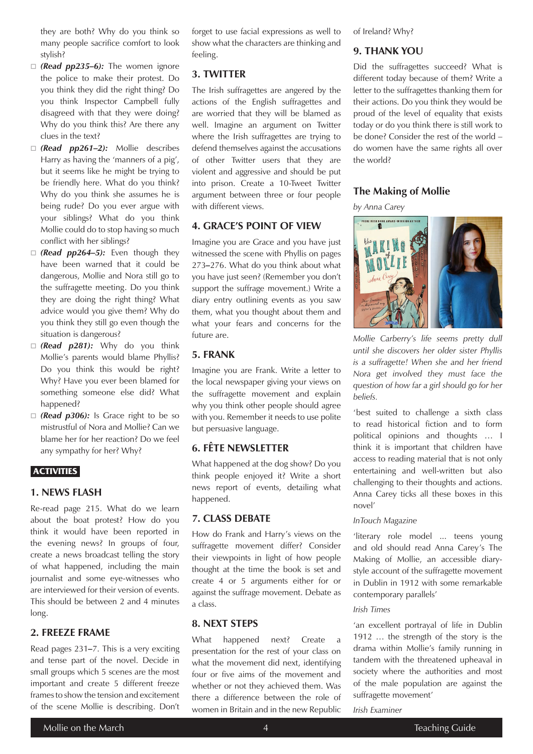they are both? Why do you think so many people sacrifice comfort to look stylish?

- ☐ ***(Read pp235–6):*** The women ignore the police to make their protest. Do you think they did the right thing? Do you think Inspector Campbell fully disagreed with that they were doing? Why do you think this? Are there any clues in the text?
- ☐ ***(Read pp261–2):*** Mollie describes Harry as having the 'manners of a pig', but it seems like he might be trying to be friendly here. What do you think? Why do you think she assumes he is being rude? Do you ever argue with your siblings? What do you think Mollie could do to stop having so much conflict with her siblings?
- ☐ ***(Read pp264–5):*** Even though they have been warned that it could be dangerous, Mollie and Nora still go to the suffragette meeting. Do you think they are doing the right thing? What advice would you give them? Why do you think they still go even though the situation is dangerous?
- ☐ ***(Read p281):*** Why do you think Mollie's parents would blame Phyllis? Do you think this would be right? Why? Have you ever been blamed for something someone else did? What happened?
- ☐ ***(Read p306):*** Is Grace right to be so mistrustful of Nora and Mollie? Can we blame her for her reaction? Do we feel any sympathy for her? Why?

## ACTIVITIES

### 1. NEWS FLASH

Re-read page 215. What do we learn about the boat protest? How do you think it would have been reported in the evening news? In groups of four, create a news broadcast telling the story of what happened, including the main journalist and some eye-witnesses who are interviewed for their version of events. This should be between 2 and 4 minutes long.

### 2. FREEZE FRAME

Read pages 231–7. This is a very exciting and tense part of the novel. Decide in small groups which 5 scenes are the most important and create 5 different freeze frames to show the tension and excitement of the scene Mollie is describing. Don't forget to use facial expressions as well to show what the characters are thinking and feeling.

### 3. TWITTER

The Irish suffragettes are angered by the actions of the English suffragettes and are worried that they will be blamed as well. Imagine an argument on Twitter where the Irish suffragettes are trying to defend themselves against the accusations of other Twitter users that they are violent and aggressive and should be put into prison. Create a 10-Tweet Twitter argument between three or four people with different views.

### 4. GRACE'S POINT OF VIEW

Imagine you are Grace and you have just witnessed the scene with Phyllis on pages 273–276. What do you think about what you have just seen? (Remember you don't support the suffrage movement.) Write a diary entry outlining events as you saw them, what you thought about them and what your fears and concerns for the future are.

### 5. FRANK

Imagine you are Frank. Write a letter to the local newspaper giving your views on the suffragette movement and explain why you think other people should agree with you. Remember it needs to use polite but persuasive language.

### 6. FÊTE NEWSLETTER

What happened at the dog show? Do you think people enjoyed it? Write a short news report of events, detailing what happened.

### 7. CLASS DEBATE

How do Frank and Harry's views on the suffragette movement differ? Consider their viewpoints in light of how people thought at the time the book is set and create 4 or 5 arguments either for or against the suffrage movement. Debate as a class.

### 8. NEXT STEPS

What happened next? Create a presentation for the rest of your class on what the movement did next, identifying four or five aims of the movement and whether or not they achieved them. Was there a difference between the role of women in Britain and in the new Republic of Ireland? Why?

### 9. THANK YOU

Did the suffragettes succeed? What is different today because of them? Write a letter to the suffragettes thanking them for their actions. Do you think they would be proud of the level of equality that exists today or do you think there is still work to be done? Consider the rest of the world – do women have the same rights all over the world?

## The Making of Mollie

*by Anna Carey*

*Mollie Carberry's life seems pretty dull until she discovers her older sister Phyllis is a suffragette! When she and her friend Nora get involved they must face the question of how far a girl should go for her beliefs.*

'best suited to challenge a sixth class to read historical fiction and to form political opinions and thoughts … I think it is important that children have access to reading material that is not only entertaining and well-written but also challenging to their thoughts and actions. Anna Carey ticks all these boxes in this novel'

*InTouch Magazine*

'literary role model ... teens young and old should read Anna Carey's The Making of Mollie, an accessible diary-style account of the suffragette movement in Dublin in 1912 with some remarkable contemporary parallels'

*Irish Times*

'an excellent portrayal of life in Dublin 1912 … the strength of the story is the drama within Mollie's family running in tandem with the threatened upheaval in society where the authorities and most of the male population are against the suffragette movement'

*Irish Examiner*